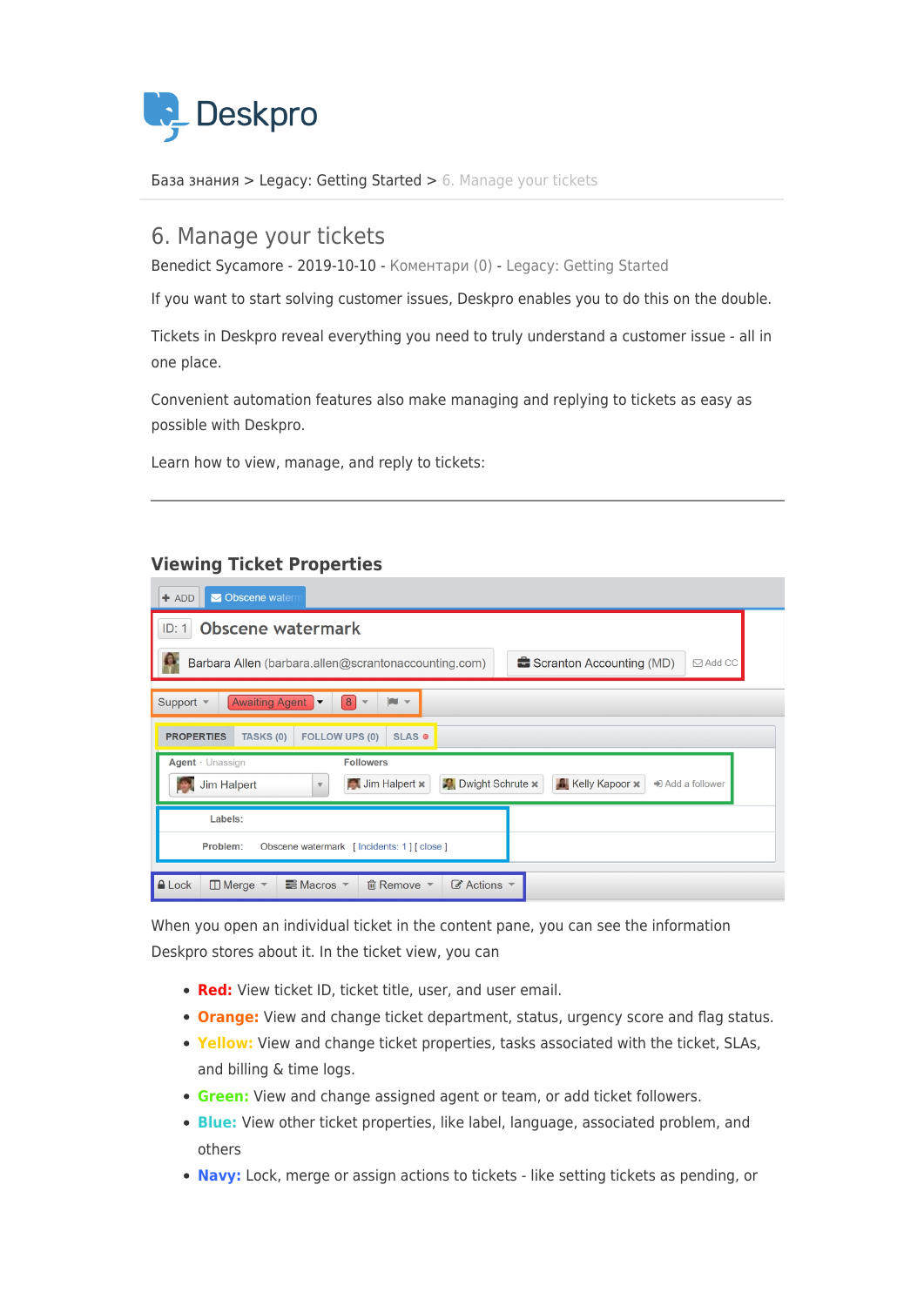Deskpro

База знания > Legacy: Getting Started > 6. Manage your tickets

# 6. Manage your tickets

Benedict Sycamore - 2019-10-10 - Коментари (0) - Legacy: Getting Started

If you want to start solving customer issues, Deskpro enables you to do this on the double.

Tickets in Deskpro reveal everything you need to truly understand a customer issue - all in one place.

Convenient automation features also make managing and replying to tickets as easy as possible with Deskpro.

Learn how to view, manage, and reply to tickets:

---

## Viewing Ticket Properties

When you open an individual ticket in the content pane, you can see the information Deskpro stores about it. In the ticket view, you can

- **Red:** View ticket ID, ticket title, user, and user email.
- **Orange:** View and change ticket department, status, urgency score and flag status.
- **Yellow:** View and change ticket properties, tasks associated with the ticket, SLAs, and billing & time logs.
- **Green:** View and change assigned agent or team, or add ticket followers.
- **Blue:** View other ticket properties, like label, language, associated problem, and others
- **Navy:** Lock, merge or assign actions to tickets - like setting tickets as pending, or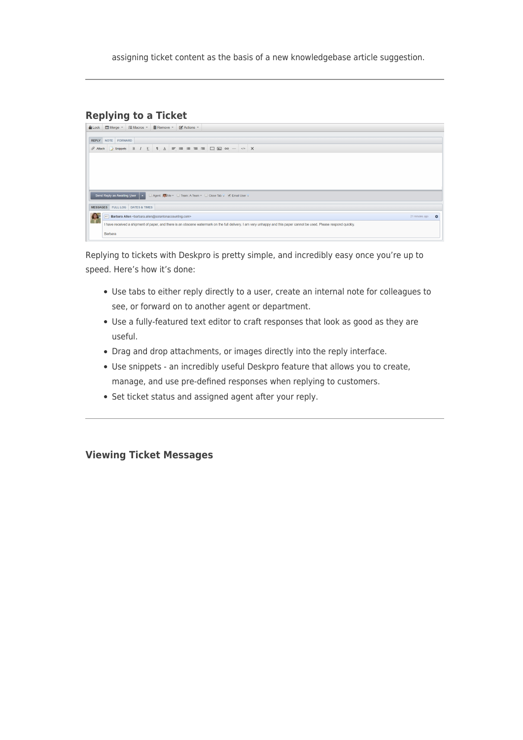assigning ticket content as the basis of a new knowledgebase article suggestion.

---

## Replying to a Ticket

Replying to tickets with Deskpro is pretty simple, and incredibly easy once you're up to speed. Here's how it's done:

- Use tabs to either reply directly to a user, create an internal note for colleagues to see, or forward on to another agent or department.
- Use a fully-featured text editor to craft responses that look as good as they are useful.
- Drag and drop attachments, or images directly into the reply interface.
- Use snippets - an incredibly useful Deskpro feature that allows you to create, manage, and use pre-defined responses when replying to customers.
- Set ticket status and assigned agent after your reply.

---

## Viewing Ticket Messages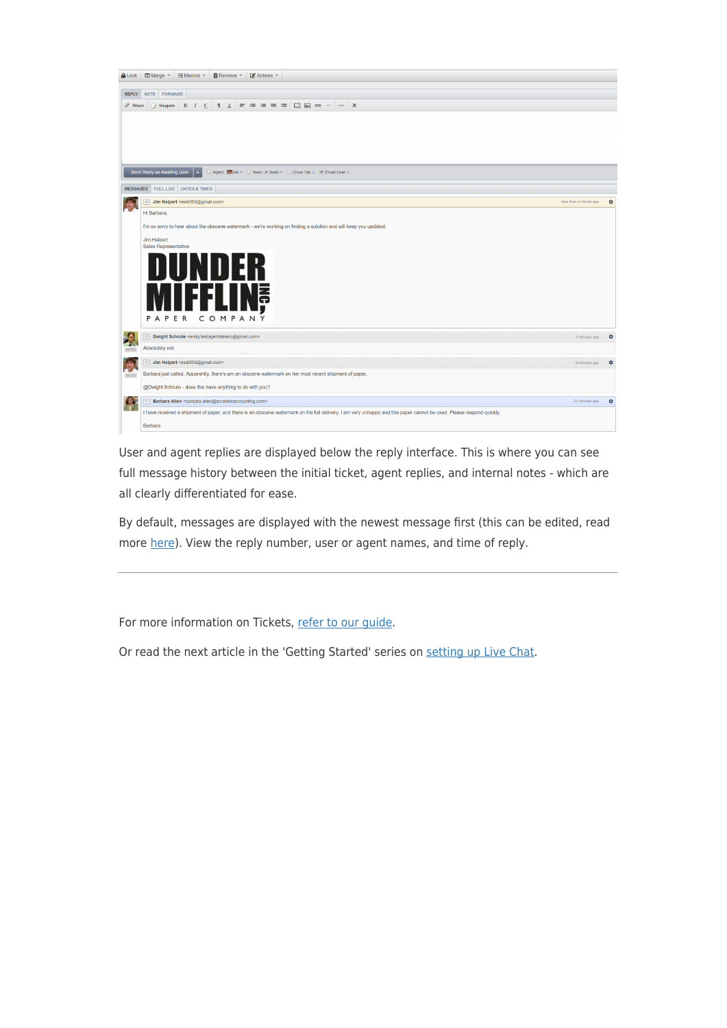User and agent replies are displayed below the reply interface. This is where you can see full message history between the initial ticket, agent replies, and internal notes - which are all clearly differentiated for ease.

By default, messages are displayed with the newest message first (this can be edited, read more [here](#)). View the reply number, user or agent names, and time of reply.

---

For more information on Tickets, [refer to our guide](#).

Or read the next article in the 'Getting Started' series on [setting up Live Chat](#).